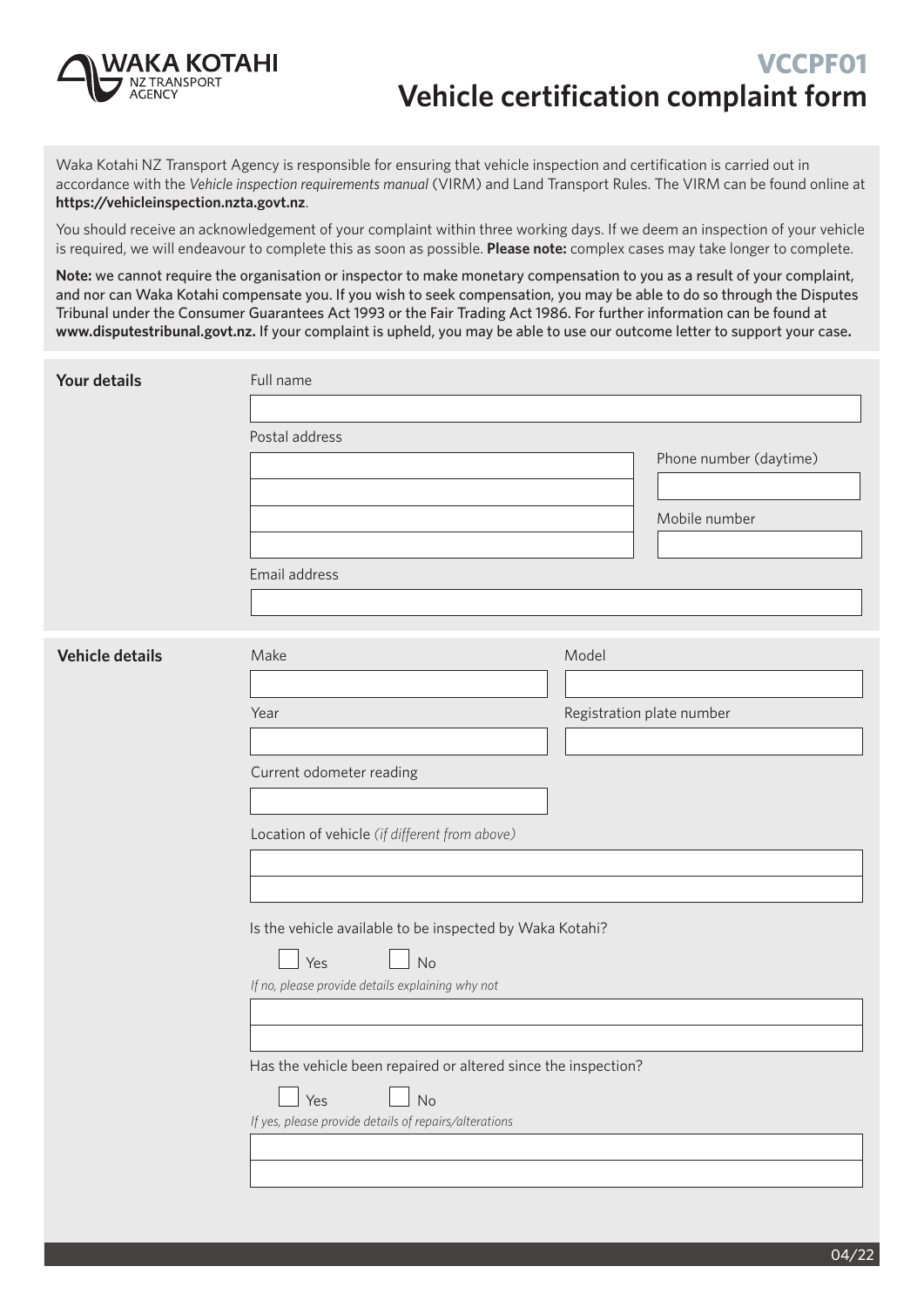# VCCPF01
# Vehicle certification complaint form

Waka Kotahi NZ Transport Agency is responsible for ensuring that vehicle inspection and certification is carried out in accordance with the *Vehicle inspection requirements manual* (VIRM) and Land Transport Rules. The VIRM can be found online at **https://vehicleinspection.nzta.govt.nz**.

You should receive an acknowledgement of your complaint within three working days. If we deem an inspection of your vehicle is required, we will endeavour to complete this as soon as possible. **Please note:** complex cases may take longer to complete.

**Note:** we cannot require the organisation or inspector to make monetary compensation to you as a result of your complaint, and nor can Waka Kotahi compensate you. If you wish to seek compensation, you may be able to do so through the Disputes Tribunal under the Consumer Guarantees Act 1993 or the Fair Trading Act 1986. For further information can be found at **www.disputestribunal.govt.nz.** If your complaint is upheld, you may be able to use our outcome letter to support your case**.**

## Your details

Full name

Postal address

Phone number (daytime)

Mobile number

Email address

## Vehicle details

Make

Model

Year

Registration plate number

Current odometer reading

Location of vehicle *(if different from above)*

Is the vehicle available to be inspected by Waka Kotahi?

☐ Yes ☐ No

*If no, please provide details explaining why not*

Has the vehicle been repaired or altered since the inspection?

☐ Yes ☐ No

*If yes, please provide details of repairs/alterations*

04/22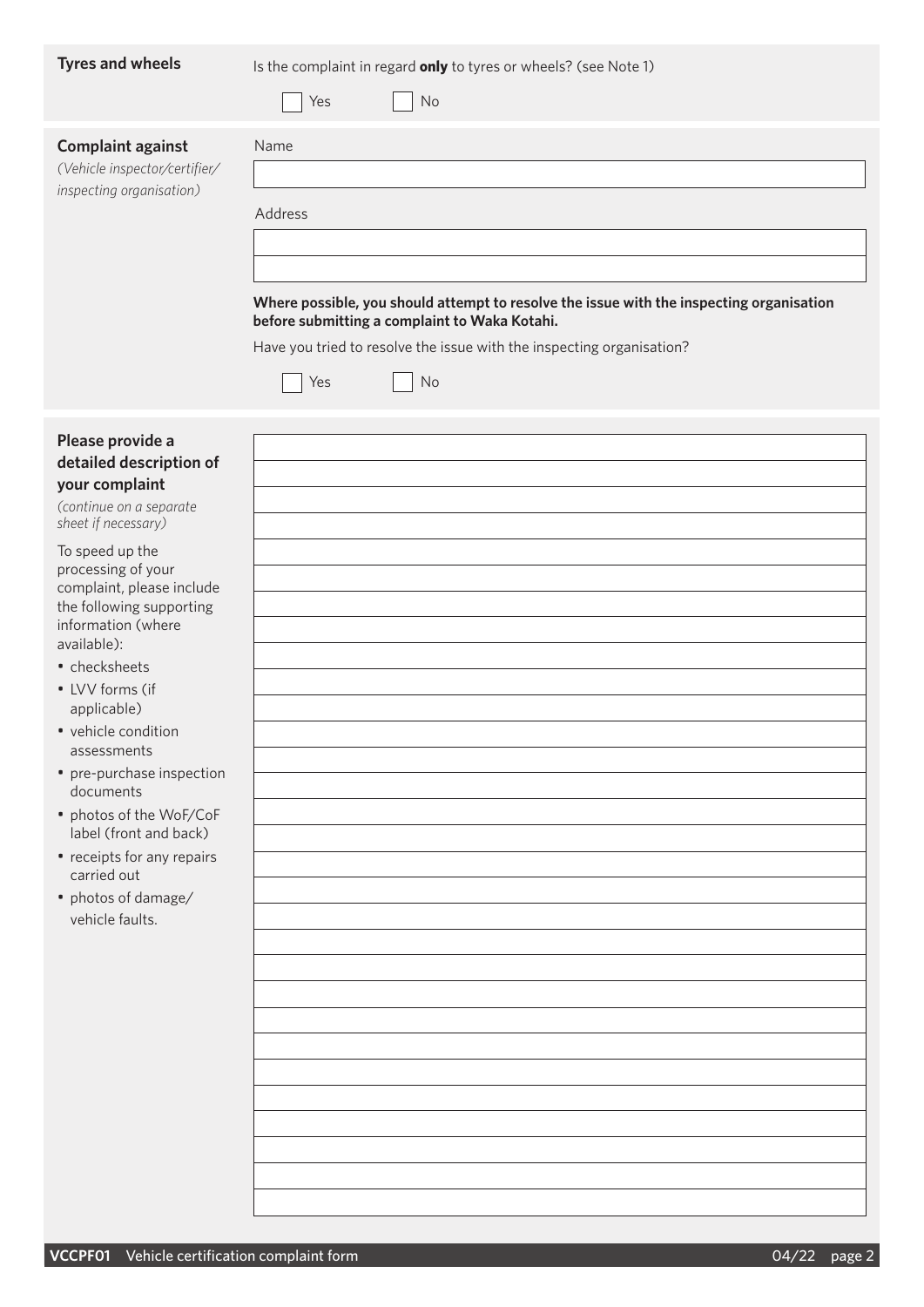**Tyres and wheels**

Is the complaint in regard **only** to tyres or wheels? (see Note 1)

☐ Yes ☐ No

**Complaint against**

*(Vehicle inspector/certifier/ inspecting organisation)*

Name

Address

**Where possible, you should attempt to resolve the issue with the inspecting organisation before submitting a complaint to Waka Kotahi.**

Have you tried to resolve the issue with the inspecting organisation?

☐ Yes ☐ No

**Please provide a detailed description of your complaint**

*(continue on a separate sheet if necessary)*

To speed up the processing of your complaint, please include the following supporting information (where available):

- checksheets
- LVV forms (if applicable)
- vehicle condition assessments
- pre-purchase inspection documents
- photos of the WoF/CoF label (front and back)
- receipts for any repairs carried out
- photos of damage/ vehicle faults.

VCCPF01 Vehicle certification complaint form 04/22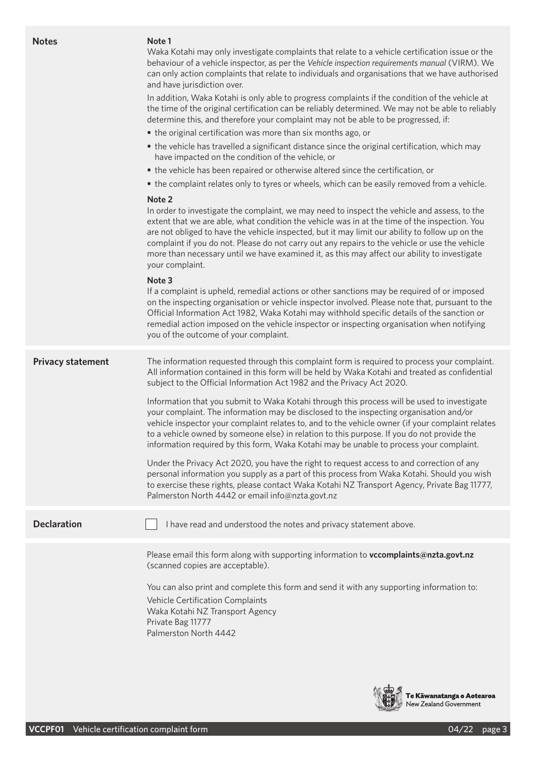## Notes

**Note 1**

Waka Kotahi may only investigate complaints that relate to a vehicle certification issue or the behaviour of a vehicle inspector, as per the *Vehicle inspection requirements manual* (VIRM). We can only action complaints that relate to individuals and organisations that we have authorised and have jurisdiction over.

In addition, Waka Kotahi is only able to progress complaints if the condition of the vehicle at the time of the original certification can be reliably determined. We may not be able to reliably determine this, and therefore your complaint may not be able to be progressed, if:

- the original certification was more than six months ago, or
- the vehicle has travelled a significant distance since the original certification, which may have impacted on the condition of the vehicle, or
- the vehicle has been repaired or otherwise altered since the certification, or
- the complaint relates only to tyres or wheels, which can be easily removed from a vehicle.

**Note 2**

In order to investigate the complaint, we may need to inspect the vehicle and assess, to the extent that we are able, what condition the vehicle was in at the time of the inspection. You are not obliged to have the vehicle inspected, but it may limit our ability to follow up on the complaint if you do not. Please do not carry out any repairs to the vehicle or use the vehicle more than necessary until we have examined it, as this may affect our ability to investigate your complaint.

**Note 3**

If a complaint is upheld, remedial actions or other sanctions may be required of or imposed on the inspecting organisation or vehicle inspector involved. Please note that, pursuant to the Official Information Act 1982, Waka Kotahi may withhold specific details of the sanction or remedial action imposed on the vehicle inspector or inspecting organisation when notifying you of the outcome of your complaint.

## Privacy statement

The information requested through this complaint form is required to process your complaint. All information contained in this form will be held by Waka Kotahi and treated as confidential subject to the Official Information Act 1982 and the Privacy Act 2020.

Information that you submit to Waka Kotahi through this process will be used to investigate your complaint. The information may be disclosed to the inspecting organisation and/or vehicle inspector your complaint relates to, and to the vehicle owner (if your complaint relates to a vehicle owned by someone else) in relation to this purpose. If you do not provide the information required by this form, Waka Kotahi may be unable to process your complaint.

Under the Privacy Act 2020, you have the right to request access to and correction of any personal information you supply as a part of this process from Waka Kotahi. Should you wish to exercise these rights, please contact Waka Kotahi NZ Transport Agency, Private Bag 11777, Palmerston North 4442 or email info@nzta.govt.nz

## Declaration

☐ I have read and understood the notes and privacy statement above.

Please email this form along with supporting information to **vccomplaints@nzta.govt.nz** (scanned copies are acceptable).

You can also print and complete this form and send it with any supporting information to:

Vehicle Certification Complaints
Waka Kotahi NZ Transport Agency
Private Bag 11777
Palmerston North 4442

Te Kāwanatanga o Aotearoa
New Zealand Government